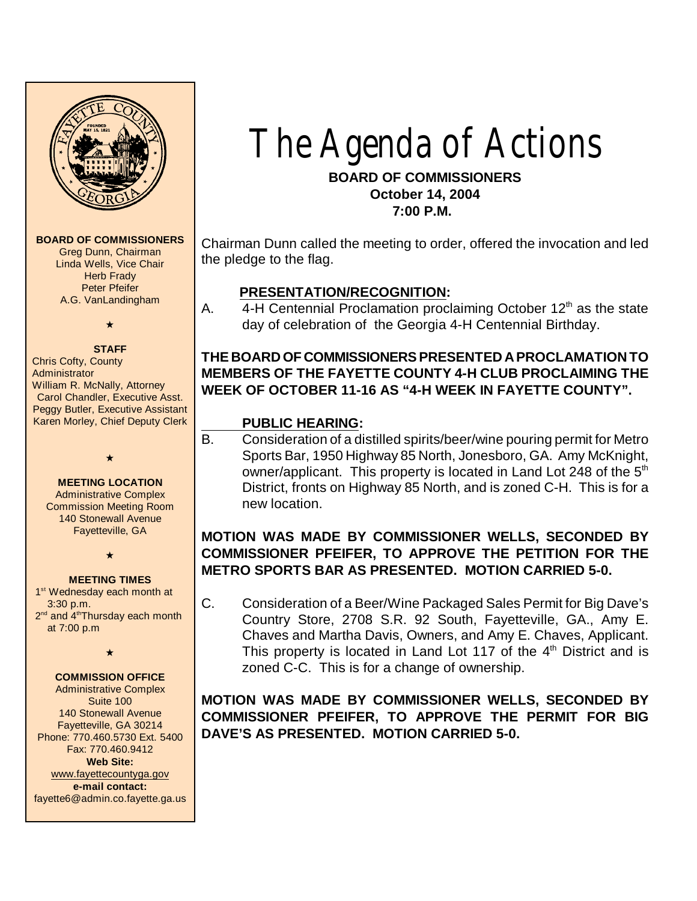# The Agenda of Actions

**BOARD OF COMMISSIONERS**
**October 14, 2004**
**7:00 P.M.**

**BOARD OF COMMISSIONERS**
Greg Dunn, Chairman
Linda Wells, Vice Chair
Herb Frady
Peter Pfeifer
A.G. VanLandingham

★

**STAFF**
Chris Cofty, County Administrator
William R. McNally, Attorney
Carol Chandler, Executive Asst.
Peggy Butler, Executive Assistant
Karen Morley, Chief Deputy Clerk

★

**MEETING LOCATION**
Administrative Complex
Commission Meeting Room
140 Stonewall Avenue
Fayetteville, GA

★

**MEETING TIMES**
1st Wednesday each month at 3:30 p.m.
2nd and 4th Thursday each month at 7:00 p.m

★

**COMMISSION OFFICE**
Administrative Complex
Suite 100
140 Stonewall Avenue
Fayetteville, GA 30214
Phone: 770.460.5730 Ext. 5400
Fax: 770.460.9412
**Web Site:**
www.fayettecountyga.gov
**e-mail contact:**
fayette6@admin.co.fayette.ga.us

Chairman Dunn called the meeting to order, offered the invocation and led the pledge to the flag.

**PRESENTATION/RECOGNITION:**

A. 4-H Centennial Proclamation proclaiming October 12th as the state day of celebration of the Georgia 4-H Centennial Birthday.

**THE BOARD OF COMMISSIONERS PRESENTED A PROCLAMATION TO MEMBERS OF THE FAYETTE COUNTY 4-H CLUB PROCLAIMING THE WEEK OF OCTOBER 11-16 AS "4-H WEEK IN FAYETTE COUNTY".**

**PUBLIC HEARING:**

B. Consideration of a distilled spirits/beer/wine pouring permit for Metro Sports Bar, 1950 Highway 85 North, Jonesboro, GA. Amy McKnight, owner/applicant. This property is located in Land Lot 248 of the 5th District, fronts on Highway 85 North, and is zoned C-H. This is for a new location.

**MOTION WAS MADE BY COMMISSIONER WELLS, SECONDED BY COMMISSIONER PFEIFER, TO APPROVE THE PETITION FOR THE METRO SPORTS BAR AS PRESENTED. MOTION CARRIED 5-0.**

C. Consideration of a Beer/Wine Packaged Sales Permit for Big Dave's Country Store, 2708 S.R. 92 South, Fayetteville, GA., Amy E. Chaves and Martha Davis, Owners, and Amy E. Chaves, Applicant. This property is located in Land Lot 117 of the 4th District and is zoned C-C. This is for a change of ownership.

**MOTION WAS MADE BY COMMISSIONER WELLS, SECONDED BY COMMISSIONER PFEIFER, TO APPROVE THE PERMIT FOR BIG DAVE'S AS PRESENTED. MOTION CARRIED 5-0.**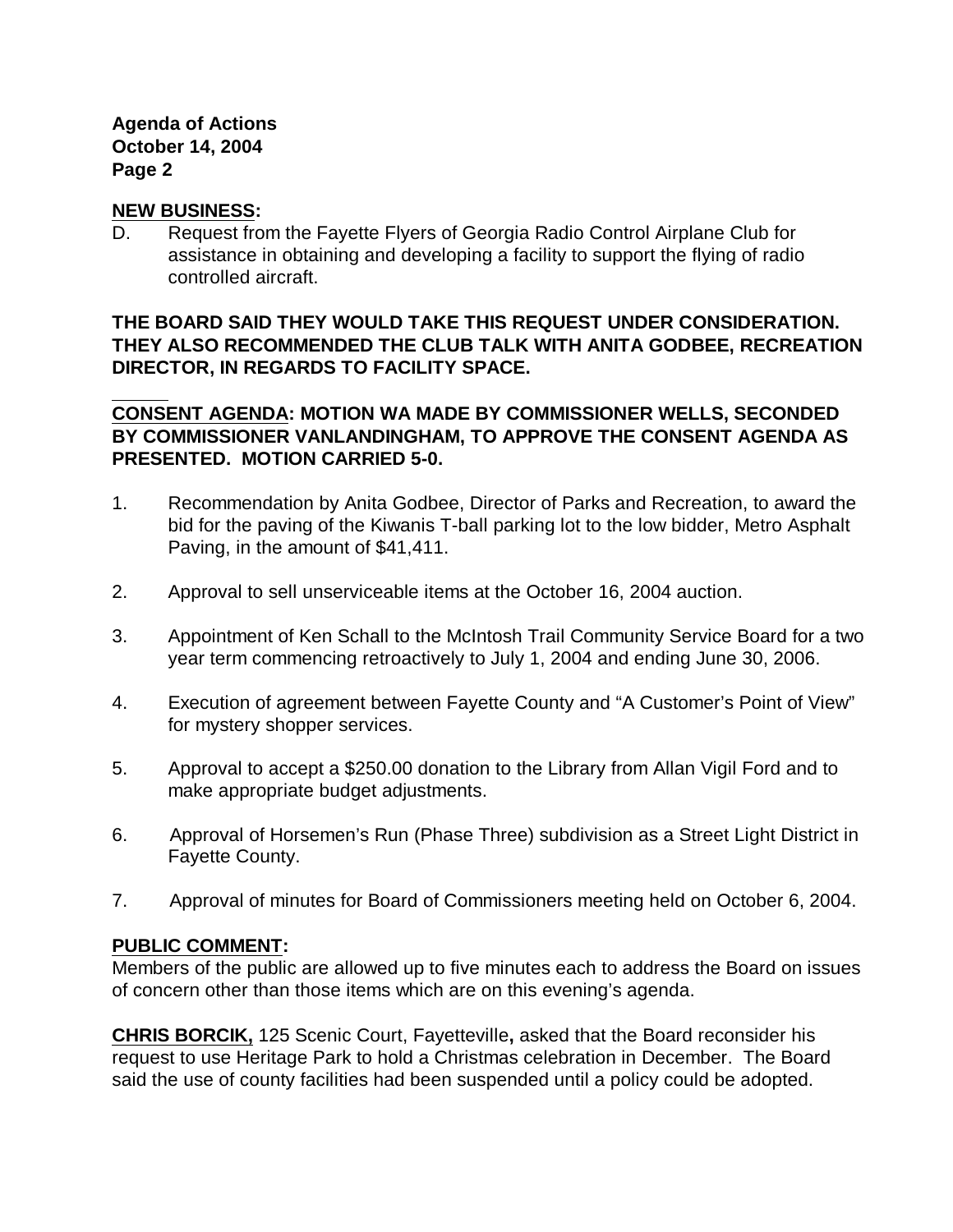**NEW BUSINESS:**

D. Request from the Fayette Flyers of Georgia Radio Control Airplane Club for assistance in obtaining and developing a facility to support the flying of radio controlled aircraft.

**THE BOARD SAID THEY WOULD TAKE THIS REQUEST UNDER CONSIDERATION. THEY ALSO RECOMMENDED THE CLUB TALK WITH ANITA GODBEE, RECREATION DIRECTOR, IN REGARDS TO FACILITY SPACE.**

**CONSENT AGENDA: MOTION WA MADE BY COMMISSIONER WELLS, SECONDED BY COMMISSIONER VANLANDINGHAM, TO APPROVE THE CONSENT AGENDA AS PRESENTED. MOTION CARRIED 5-0.**

1. Recommendation by Anita Godbee, Director of Parks and Recreation, to award the bid for the paving of the Kiwanis T-ball parking lot to the low bidder, Metro Asphalt Paving, in the amount of $41,411.

2. Approval to sell unserviceable items at the October 16, 2004 auction.

3. Appointment of Ken Schall to the McIntosh Trail Community Service Board for a two year term commencing retroactively to July 1, 2004 and ending June 30, 2006.

4. Execution of agreement between Fayette County and "A Customer's Point of View" for mystery shopper services.

5. Approval to accept a $250.00 donation to the Library from Allan Vigil Ford and to make appropriate budget adjustments.

6. Approval of Horsemen's Run (Phase Three) subdivision as a Street Light District in Fayette County.

7. Approval of minutes for Board of Commissioners meeting held on October 6, 2004.

**PUBLIC COMMENT:**

Members of the public are allowed up to five minutes each to address the Board on issues of concern other than those items which are on this evening's agenda.

**CHRIS BORCIK,** 125 Scenic Court, Fayetteville**,** asked that the Board reconsider his request to use Heritage Park to hold a Christmas celebration in December. The Board said the use of county facilities had been suspended until a policy could be adopted.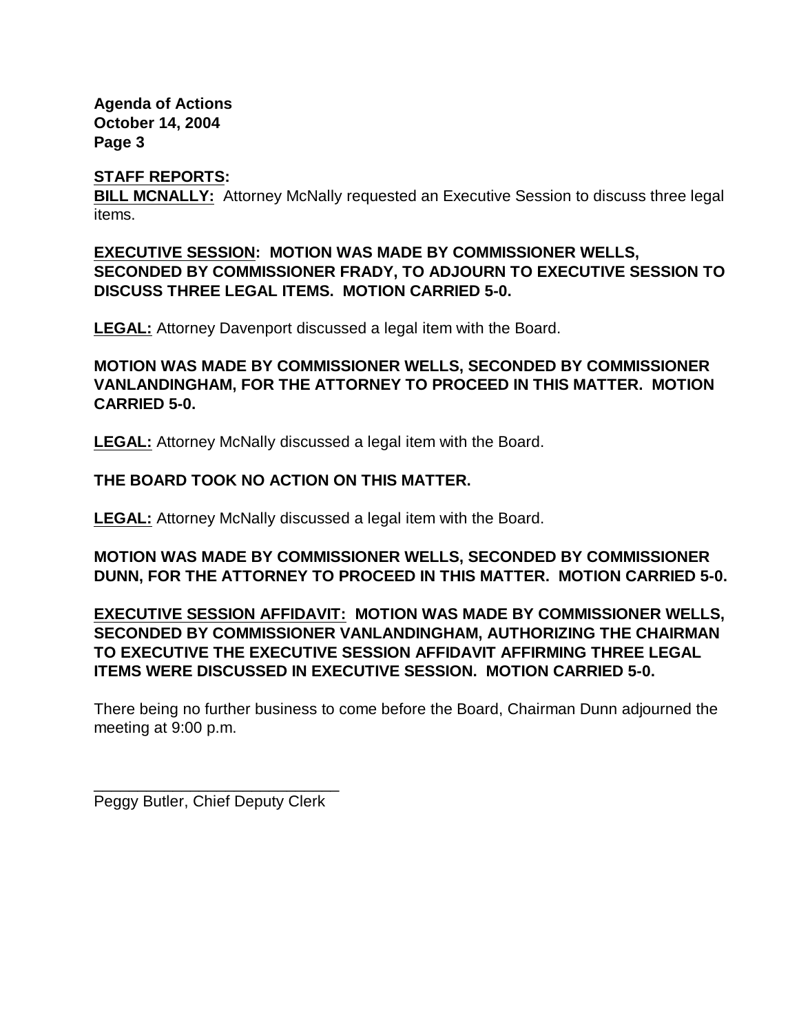**STAFF REPORTS:**

**BILL MCNALLY:** Attorney McNally requested an Executive Session to discuss three legal items.

**EXECUTIVE SESSION: MOTION WAS MADE BY COMMISSIONER WELLS, SECONDED BY COMMISSIONER FRADY, TO ADJOURN TO EXECUTIVE SESSION TO DISCUSS THREE LEGAL ITEMS. MOTION CARRIED 5-0.**

**LEGAL:** Attorney Davenport discussed a legal item with the Board.

**MOTION WAS MADE BY COMMISSIONER WELLS, SECONDED BY COMMISSIONER VANLANDINGHAM, FOR THE ATTORNEY TO PROCEED IN THIS MATTER. MOTION CARRIED 5-0.**

**LEGAL:** Attorney McNally discussed a legal item with the Board.

**THE BOARD TOOK NO ACTION ON THIS MATTER.**

**LEGAL:** Attorney McNally discussed a legal item with the Board.

**MOTION WAS MADE BY COMMISSIONER WELLS, SECONDED BY COMMISSIONER DUNN, FOR THE ATTORNEY TO PROCEED IN THIS MATTER. MOTION CARRIED 5-0.**

**EXECUTIVE SESSION AFFIDAVIT: MOTION WAS MADE BY COMMISSIONER WELLS, SECONDED BY COMMISSIONER VANLANDINGHAM, AUTHORIZING THE CHAIRMAN TO EXECUTIVE THE EXECUTIVE SESSION AFFIDAVIT AFFIRMING THREE LEGAL ITEMS WERE DISCUSSED IN EXECUTIVE SESSION. MOTION CARRIED 5-0.**

There being no further business to come before the Board, Chairman Dunn adjourned the meeting at 9:00 p.m.

___________________________
Peggy Butler, Chief Deputy Clerk